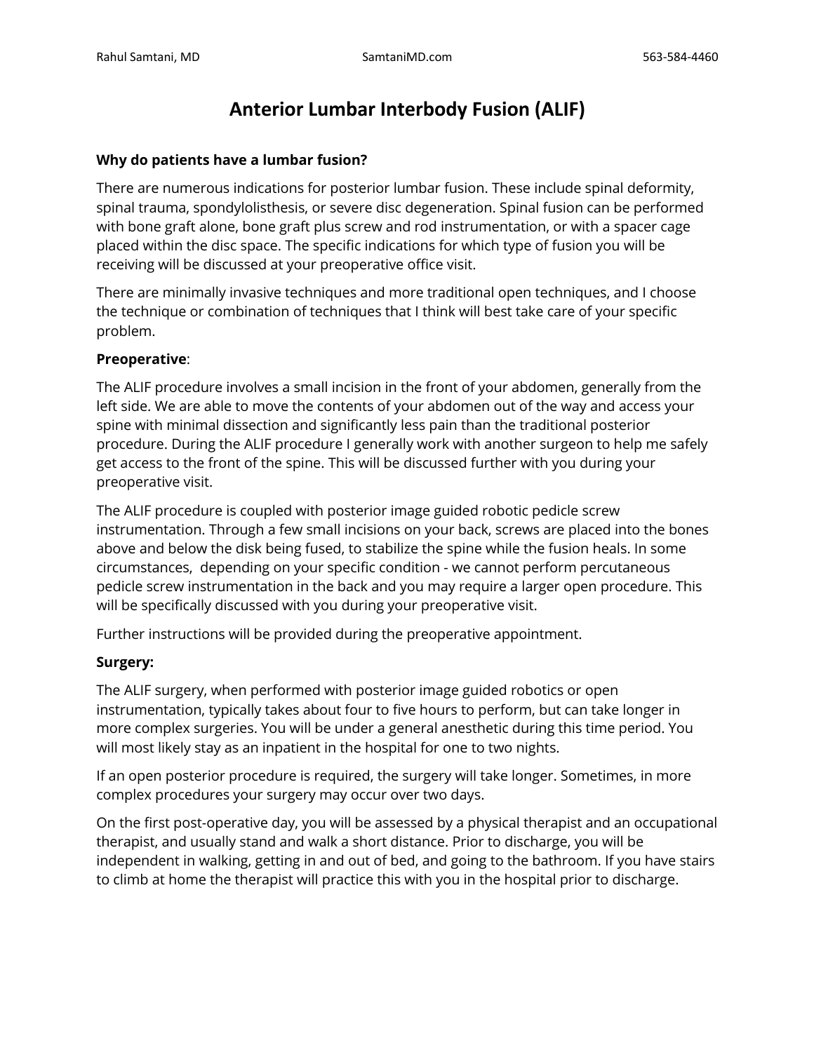# Anterior Lumbar Interbody Fusion (ALIF)

**Why do patients have a lumbar fusion?**

There are numerous indications for posterior lumbar fusion. These include spinal deformity, spinal trauma, spondylolisthesis, or severe disc degeneration. Spinal fusion can be performed with bone graft alone, bone graft plus screw and rod instrumentation, or with a spacer cage placed within the disc space. The specific indications for which type of fusion you will be receiving will be discussed at your preoperative office visit.

There are minimally invasive techniques and more traditional open techniques, and I choose the technique or combination of techniques that I think will best take care of your specific problem.

**Preoperative**:

The ALIF procedure involves a small incision in the front of your abdomen, generally from the left side. We are able to move the contents of your abdomen out of the way and access your spine with minimal dissection and significantly less pain than the traditional posterior procedure. During the ALIF procedure I generally work with another surgeon to help me safely get access to the front of the spine. This will be discussed further with you during your preoperative visit.

The ALIF procedure is coupled with posterior image guided robotic pedicle screw instrumentation. Through a few small incisions on your back, screws are placed into the bones above and below the disk being fused, to stabilize the spine while the fusion heals. In some circumstances, depending on your specific condition - we cannot perform percutaneous pedicle screw instrumentation in the back and you may require a larger open procedure. This will be specifically discussed with you during your preoperative visit.

Further instructions will be provided during the preoperative appointment.

**Surgery:**

The ALIF surgery, when performed with posterior image guided robotics or open instrumentation, typically takes about four to five hours to perform, but can take longer in more complex surgeries. You will be under a general anesthetic during this time period. You will most likely stay as an inpatient in the hospital for one to two nights.

If an open posterior procedure is required, the surgery will take longer. Sometimes, in more complex procedures your surgery may occur over two days.

On the first post-operative day, you will be assessed by a physical therapist and an occupational therapist, and usually stand and walk a short distance. Prior to discharge, you will be independent in walking, getting in and out of bed, and going to the bathroom. If you have stairs to climb at home the therapist will practice this with you in the hospital prior to discharge.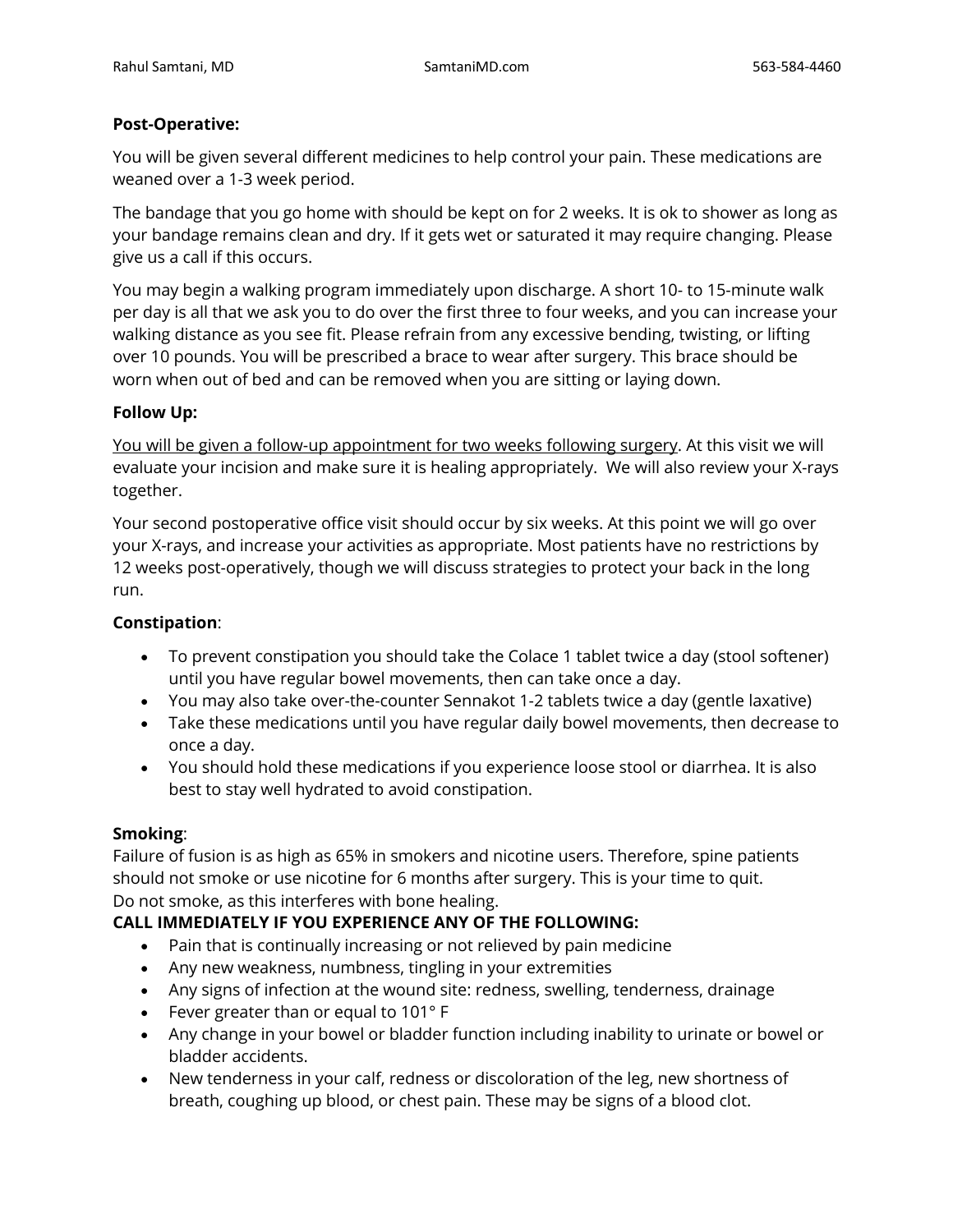**Post-Operative:**

You will be given several different medicines to help control your pain. These medications are weaned over a 1-3 week period.

The bandage that you go home with should be kept on for 2 weeks. It is ok to shower as long as your bandage remains clean and dry. If it gets wet or saturated it may require changing. Please give us a call if this occurs.

You may begin a walking program immediately upon discharge. A short 10- to 15-minute walk per day is all that we ask you to do over the first three to four weeks, and you can increase your walking distance as you see fit. Please refrain from any excessive bending, twisting, or lifting over 10 pounds. You will be prescribed a brace to wear after surgery. This brace should be worn when out of bed and can be removed when you are sitting or laying down.

**Follow Up:**

<u>You will be given a follow-up appointment for two weeks following surgery</u>. At this visit we will evaluate your incision and make sure it is healing appropriately. We will also review your X-rays together.

Your second postoperative office visit should occur by six weeks. At this point we will go over your X-rays, and increase your activities as appropriate. Most patients have no restrictions by 12 weeks post-operatively, though we will discuss strategies to protect your back in the long run.

**Constipation**:

- To prevent constipation you should take the Colace 1 tablet twice a day (stool softener) until you have regular bowel movements, then can take once a day.
- You may also take over-the-counter Sennakot 1-2 tablets twice a day (gentle laxative)
- Take these medications until you have regular daily bowel movements, then decrease to once a day.
- You should hold these medications if you experience loose stool or diarrhea. It is also best to stay well hydrated to avoid constipation.

**Smoking**:

Failure of fusion is as high as 65% in smokers and nicotine users. Therefore, spine patients should not smoke or use nicotine for 6 months after surgery. This is your time to quit.
Do not smoke, as this interferes with bone healing.

**CALL IMMEDIATELY IF YOU EXPERIENCE ANY OF THE FOLLOWING:**

- Pain that is continually increasing or not relieved by pain medicine
- Any new weakness, numbness, tingling in your extremities
- Any signs of infection at the wound site: redness, swelling, tenderness, drainage
- Fever greater than or equal to 101° F
- Any change in your bowel or bladder function including inability to urinate or bowel or bladder accidents.
- New tenderness in your calf, redness or discoloration of the leg, new shortness of breath, coughing up blood, or chest pain. These may be signs of a blood clot.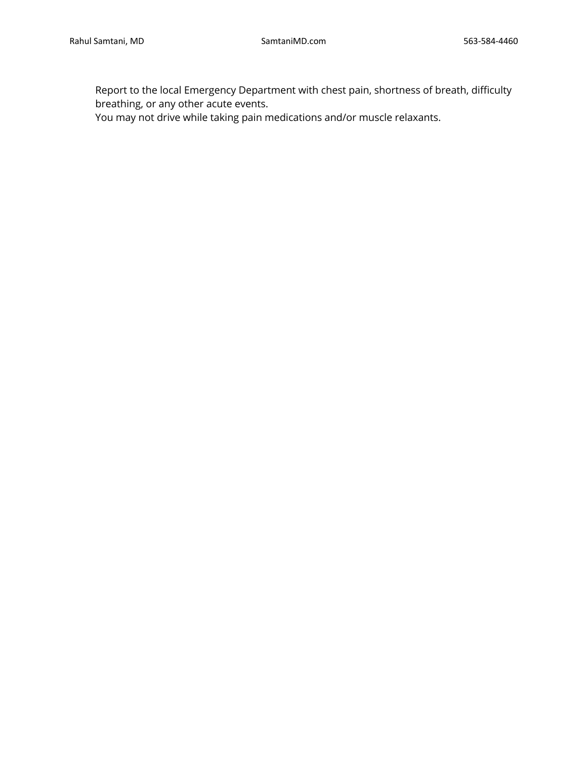Report to the local Emergency Department with chest pain, shortness of breath, difficulty breathing, or any other acute events.
You may not drive while taking pain medications and/or muscle relaxants.